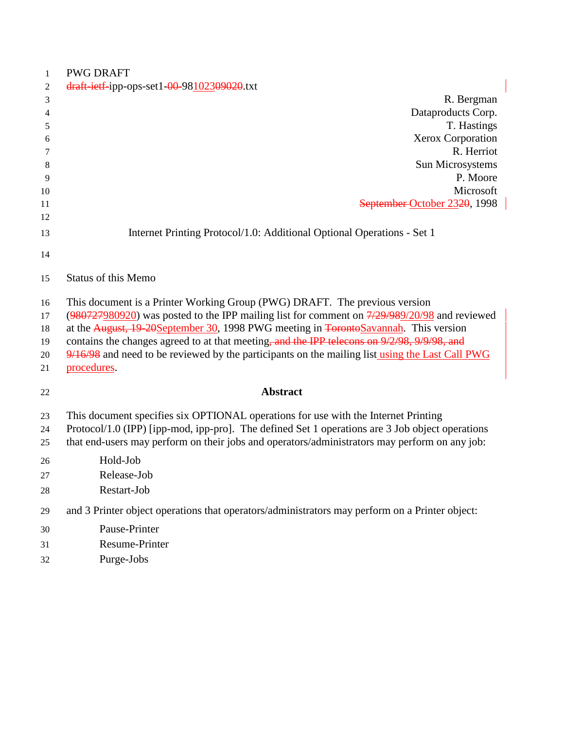PWG DRAFT
~~draft-ietf-~~ipp-ops-set1-~~00-~~981023~~0920~~.txt

R. Bergman
Dataproducts Corp.
T. Hastings
Xerox Corporation
R. Herriot
Sun Microsystems
P. Moore
Microsoft
~~September~~ October 23~~20~~, 1998

# Internet Printing Protocol/1.0: Additional Optional Operations - Set 1

## Status of this Memo

This document is a Printer Working Group (PWG) DRAFT. The previous version (~~980727~~980920) was posted to the IPP mailing list for comment on ~~7/29/98~~9/20/98 and reviewed at the ~~August, 19-20~~September 30, 1998 PWG meeting in ~~Toronto~~Savannah. This version contains the changes agreed to at that meeting~~, and the IPP telecons on 9/2/98, 9/9/98, and 9/16/98~~ and need to be reviewed by the participants on the mailing list using the Last Call PWG procedures.

## Abstract

This document specifies six OPTIONAL operations for use with the Internet Printing Protocol/1.0 (IPP) [ipp-mod, ipp-pro]. The defined Set 1 operations are 3 Job object operations that end-users may perform on their jobs and operators/administrators may perform on any job:

- Hold-Job
- Release-Job
- Restart-Job

and 3 Printer object operations that operators/administrators may perform on a Printer object:

- Pause-Printer
- Resume-Printer
- Purge-Jobs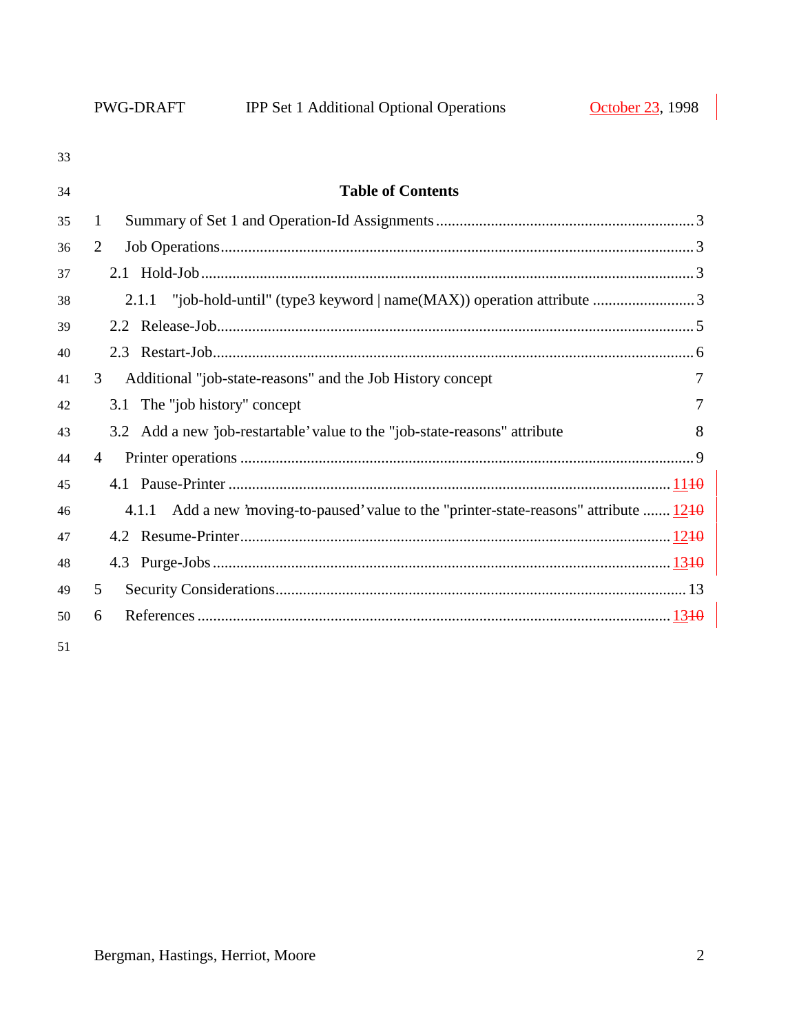**Table of Contents**

1 Summary of Set 1 and Operation-Id Assignments ..................... 3
2 Job Operations ..................... 3
  2.1 Hold-Job ..................... 3
    2.1.1 "job-hold-until" (type3 keyword | name(MAX)) operation attribute ..................... 3
  2.2 Release-Job ..................... 5
  2.3 Restart-Job ..................... 6
3 Additional "job-state-reasons" and the Job History concept 7
  3.1 The "job history" concept 7
  3.2 Add a new 'job-restartable' value to the "job-state-reasons" attribute 8
4 Printer operations ..................... 9
  4.1 Pause-Printer ..................... 11~~10~~
    4.1.1 Add a new 'moving-to-paused' value to the "printer-state-reasons" attribute ..................... 12~~10~~
  4.2 Resume-Printer ..................... 12~~10~~
  4.3 Purge-Jobs ..................... 13~~10~~
5 Security Considerations ..................... 13
6 References ..................... 13~~10~~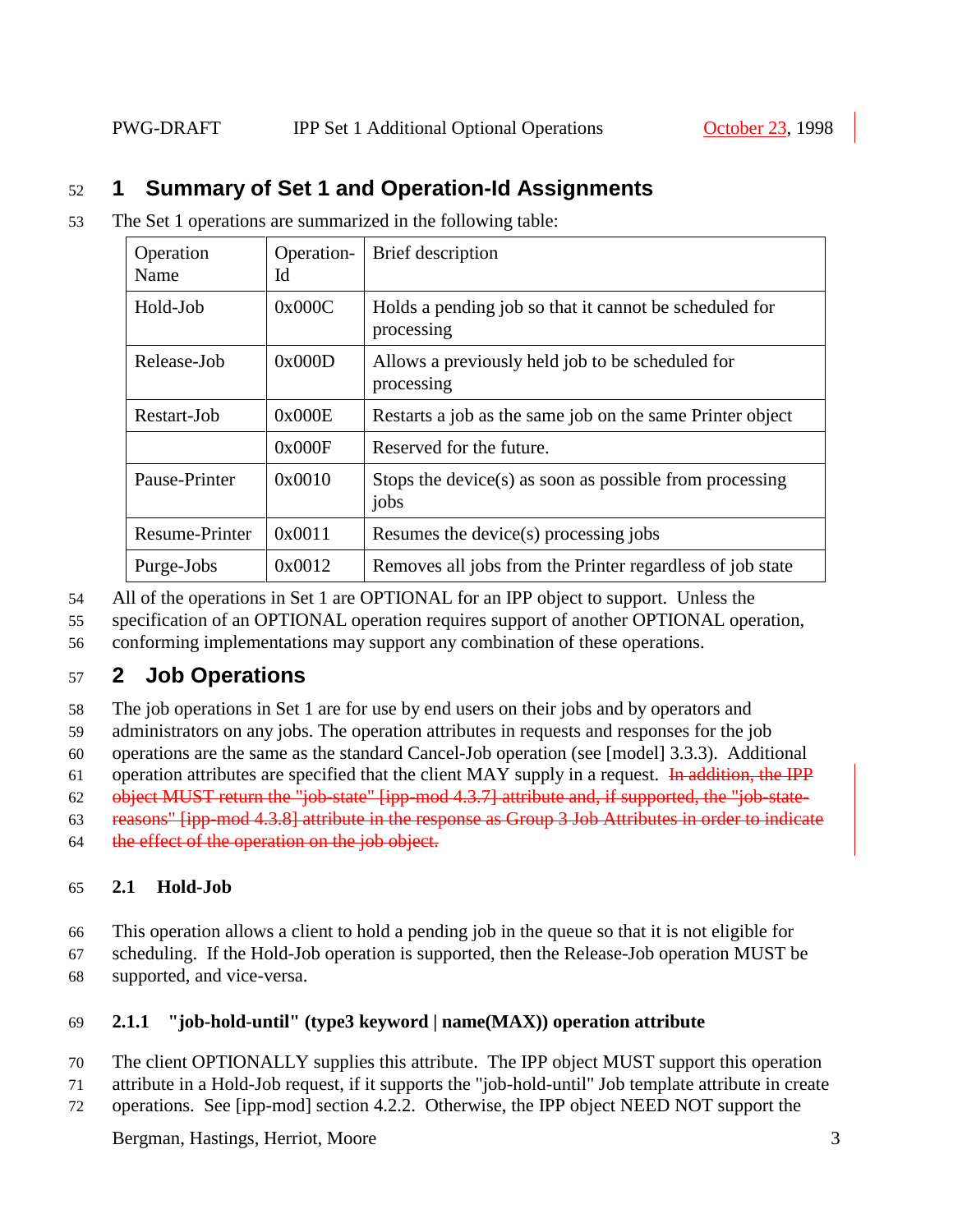# 1 Summary of Set 1 and Operation-Id Assignments

The Set 1 operations are summarized in the following table:

| Operation Name | Operation-Id | Brief description |
|---|---|---|
| Hold-Job | 0x000C | Holds a pending job so that it cannot be scheduled for processing |
| Release-Job | 0x000D | Allows a previously held job to be scheduled for processing |
| Restart-Job | 0x000E | Restarts a job as the same job on the same Printer object |
| | 0x000F | Reserved for the future. |
| Pause-Printer | 0x0010 | Stops the device(s) as soon as possible from processing jobs |
| Resume-Printer | 0x0011 | Resumes the device(s) processing jobs |
| Purge-Jobs | 0x0012 | Removes all jobs from the Printer regardless of job state |

All of the operations in Set 1 are OPTIONAL for an IPP object to support. Unless the specification of an OPTIONAL operation requires support of another OPTIONAL operation, conforming implementations may support any combination of these operations.

# 2 Job Operations

The job operations in Set 1 are for use by end users on their jobs and by operators and administrators on any jobs. The operation attributes in requests and responses for the job operations are the same as the standard Cancel-Job operation (see [model] 3.3.3). Additional operation attributes are specified that the client MAY supply in a request. ~~In addition, the IPP object MUST return the "job-state" [ipp-mod 4.3.7] attribute and, if supported, the "job-state-reasons" [ipp-mod 4.3.8] attribute in the response as Group 3 Job Attributes in order to indicate the effect of the operation on the job object.~~

## 2.1 Hold-Job

This operation allows a client to hold a pending job in the queue so that it is not eligible for scheduling. If the Hold-Job operation is supported, then the Release-Job operation MUST be supported, and vice-versa.

### 2.1.1 "job-hold-until" (type3 keyword | name(MAX)) operation attribute

The client OPTIONALLY supplies this attribute. The IPP object MUST support this operation attribute in a Hold-Job request, if it supports the "job-hold-until" Job template attribute in create operations. See [ipp-mod] section 4.2.2. Otherwise, the IPP object NEED NOT support the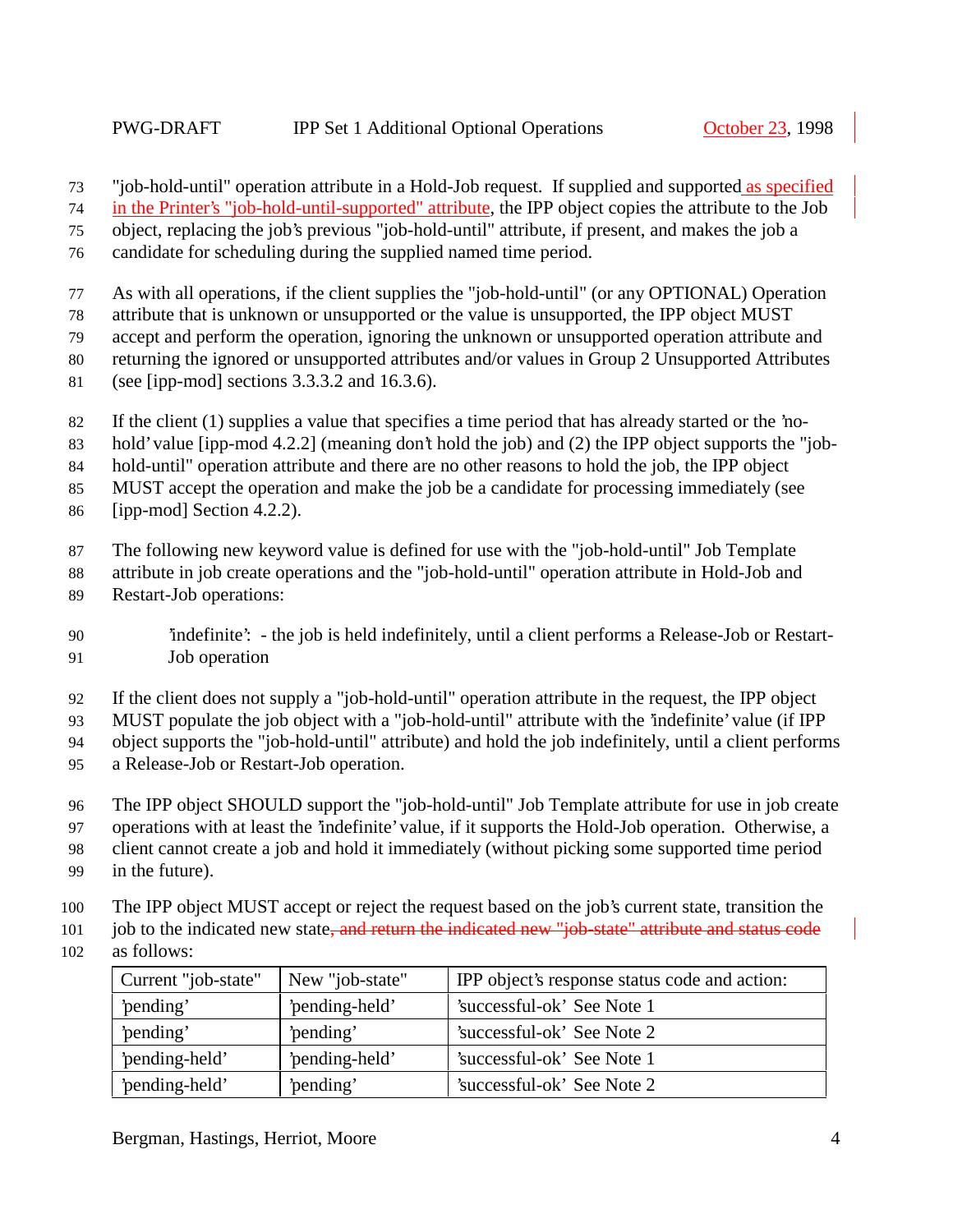"job-hold-until" operation attribute in a Hold-Job request. If supplied and supported as specified in the Printer's "job-hold-until-supported" attribute, the IPP object copies the attribute to the Job object, replacing the job's previous "job-hold-until" attribute, if present, and makes the job a candidate for scheduling during the supplied named time period.

As with all operations, if the client supplies the "job-hold-until" (or any OPTIONAL) Operation attribute that is unknown or unsupported or the value is unsupported, the IPP object MUST accept and perform the operation, ignoring the unknown or unsupported operation attribute and returning the ignored or unsupported attributes and/or values in Group 2 Unsupported Attributes (see [ipp-mod] sections 3.3.3.2 and 16.3.6).

If the client (1) supplies a value that specifies a time period that has already started or the 'no-hold' value [ipp-mod 4.2.2] (meaning don't hold the job) and (2) the IPP object supports the "job-hold-until" operation attribute and there are no other reasons to hold the job, the IPP object MUST accept the operation and make the job be a candidate for processing immediately (see [ipp-mod] Section 4.2.2).

The following new keyword value is defined for use with the "job-hold-until" Job Template attribute in job create operations and the "job-hold-until" operation attribute in Hold-Job and Restart-Job operations:

'indefinite': - the job is held indefinitely, until a client performs a Release-Job or Restart-Job operation

If the client does not supply a "job-hold-until" operation attribute in the request, the IPP object MUST populate the job object with a "job-hold-until" attribute with the 'indefinite' value (if IPP object supports the "job-hold-until" attribute) and hold the job indefinitely, until a client performs a Release-Job or Restart-Job operation.

The IPP object SHOULD support the "job-hold-until" Job Template attribute for use in job create operations with at least the 'indefinite' value, if it supports the Hold-Job operation. Otherwise, a client cannot create a job and hold it immediately (without picking some supported time period in the future).

The IPP object MUST accept or reject the request based on the job's current state, transition the job to the indicated new state~~, and return the indicated new "job-state" attribute and status code~~ as follows:

| Current "job-state" | New "job-state" | IPP object's response status code and action: |
|---|---|---|
| 'pending' | 'pending-held' | 'successful-ok' See Note 1 |
| 'pending' | 'pending' | 'successful-ok' See Note 2 |
| 'pending-held' | 'pending-held' | 'successful-ok' See Note 1 |
| 'pending-held' | 'pending' | 'successful-ok' See Note 2 |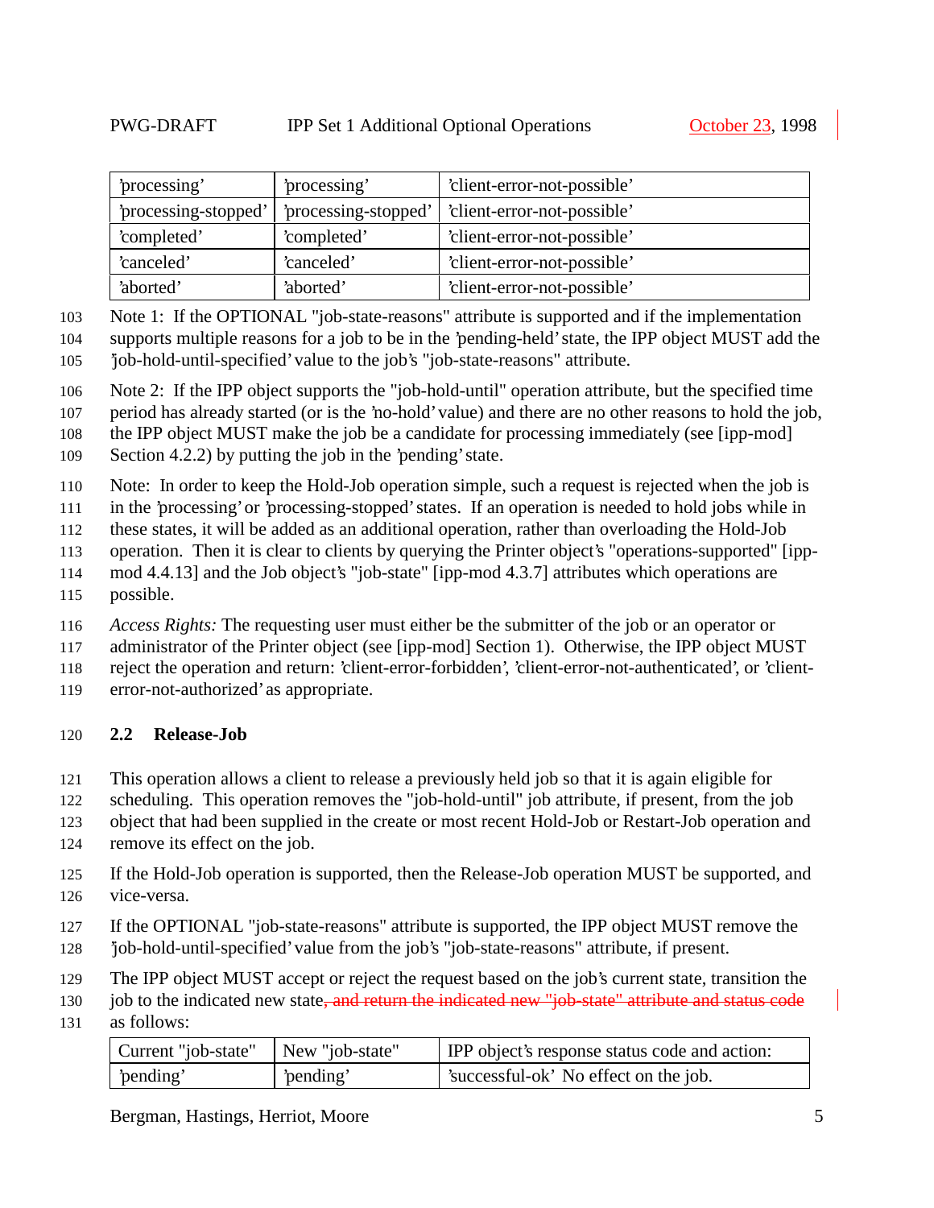| | | |
|---|---|---|
| 'processing' | 'processing' | 'client-error-not-possible' |
| 'processing-stopped' | 'processing-stopped' | 'client-error-not-possible' |
| 'completed' | 'completed' | 'client-error-not-possible' |
| 'canceled' | 'canceled' | 'client-error-not-possible' |
| 'aborted' | 'aborted' | 'client-error-not-possible' |

Note 1: If the OPTIONAL "job-state-reasons" attribute is supported and if the implementation supports multiple reasons for a job to be in the 'pending-held' state, the IPP object MUST add the 'job-hold-until-specified' value to the job's "job-state-reasons" attribute.

Note 2: If the IPP object supports the "job-hold-until" operation attribute, but the specified time period has already started (or is the 'no-hold' value) and there are no other reasons to hold the job, the IPP object MUST make the job be a candidate for processing immediately (see [ipp-mod] Section 4.2.2) by putting the job in the 'pending' state.

Note: In order to keep the Hold-Job operation simple, such a request is rejected when the job is in the 'processing' or 'processing-stopped' states. If an operation is needed to hold jobs while in these states, it will be added as an additional operation, rather than overloading the Hold-Job operation. Then it is clear to clients by querying the Printer object's "operations-supported" [ipp-mod 4.4.13] and the Job object's "job-state" [ipp-mod 4.3.7] attributes which operations are possible.

*Access Rights:* The requesting user must either be the submitter of the job or an operator or administrator of the Printer object (see [ipp-mod] Section 1). Otherwise, the IPP object MUST reject the operation and return: 'client-error-forbidden', 'client-error-not-authenticated', or 'client-error-not-authorized' as appropriate.

## 2.2 Release-Job

This operation allows a client to release a previously held job so that it is again eligible for scheduling. This operation removes the "job-hold-until" job attribute, if present, from the job object that had been supplied in the create or most recent Hold-Job or Restart-Job operation and remove its effect on the job.

If the Hold-Job operation is supported, then the Release-Job operation MUST be supported, and vice-versa.

If the OPTIONAL "job-state-reasons" attribute is supported, the IPP object MUST remove the 'job-hold-until-specified' value from the job's "job-state-reasons" attribute, if present.

The IPP object MUST accept or reject the request based on the job's current state, transition the job to the indicated new state~~, and return the indicated new "job-state" attribute and status code~~ as follows:

| Current "job-state" | New "job-state" | IPP object's response status code and action: |
|---|---|---|
| 'pending' | 'pending' | 'successful-ok' No effect on the job. |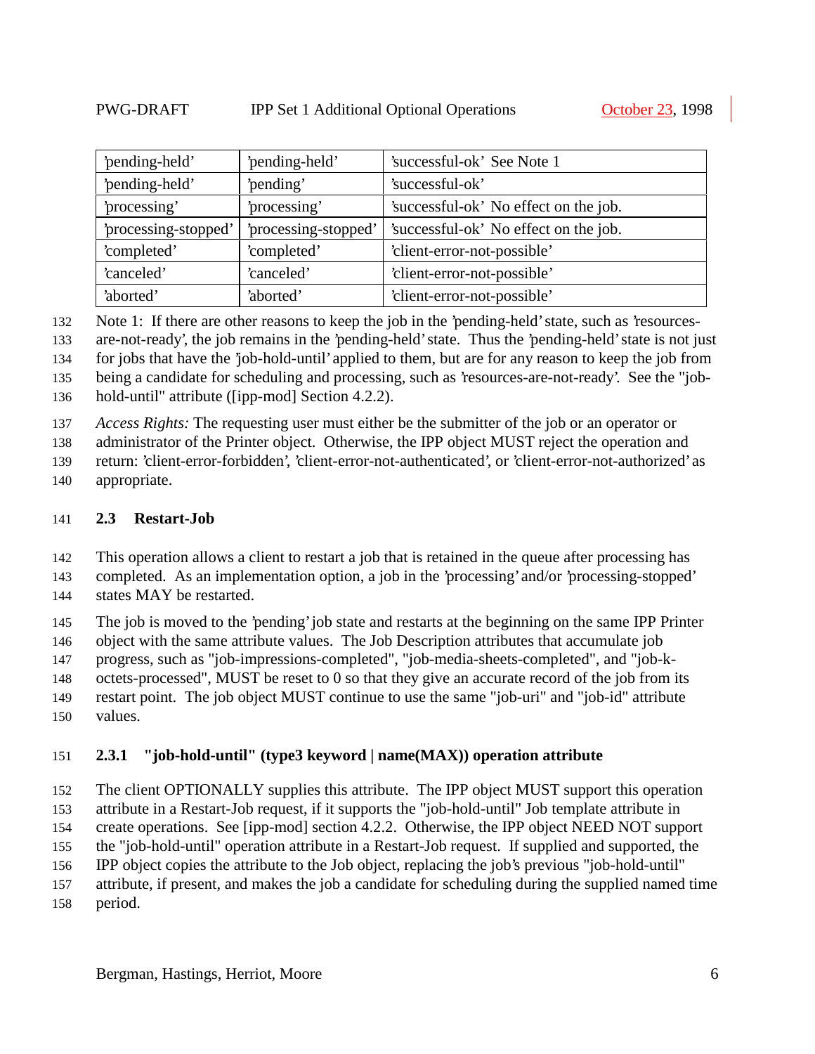| 'pending-held' | 'pending-held' | 'successful-ok' See Note 1 |
|---|---|---|
| 'pending-held' | 'pending' | 'successful-ok' |
| 'processing' | 'processing' | 'successful-ok' No effect on the job. |
| 'processing-stopped' | 'processing-stopped' | 'successful-ok' No effect on the job. |
| 'completed' | 'completed' | 'client-error-not-possible' |
| 'canceled' | 'canceled' | 'client-error-not-possible' |
| 'aborted' | 'aborted' | 'client-error-not-possible' |

Note 1: If there are other reasons to keep the job in the 'pending-held' state, such as 'resources-are-not-ready', the job remains in the 'pending-held' state. Thus the 'pending-held' state is not just for jobs that have the 'job-hold-until' applied to them, but are for any reason to keep the job from being a candidate for scheduling and processing, such as 'resources-are-not-ready'. See the "job-hold-until" attribute ([ipp-mod] Section 4.2.2).

*Access Rights:* The requesting user must either be the submitter of the job or an operator or administrator of the Printer object. Otherwise, the IPP object MUST reject the operation and return: 'client-error-forbidden', 'client-error-not-authenticated', or 'client-error-not-authorized' as appropriate.

## 2.3 Restart-Job

This operation allows a client to restart a job that is retained in the queue after processing has completed. As an implementation option, a job in the 'processing' and/or 'processing-stopped' states MAY be restarted.

The job is moved to the 'pending' job state and restarts at the beginning on the same IPP Printer object with the same attribute values. The Job Description attributes that accumulate job progress, such as "job-impressions-completed", "job-media-sheets-completed", and "job-k-octets-processed", MUST be reset to 0 so that they give an accurate record of the job from its restart point. The job object MUST continue to use the same "job-uri" and "job-id" attribute values.

### 2.3.1 "job-hold-until" (type3 keyword | name(MAX)) operation attribute

The client OPTIONALLY supplies this attribute. The IPP object MUST support this operation attribute in a Restart-Job request, if it supports the "job-hold-until" Job template attribute in create operations. See [ipp-mod] section 4.2.2. Otherwise, the IPP object NEED NOT support the "job-hold-until" operation attribute in a Restart-Job request. If supplied and supported, the IPP object copies the attribute to the Job object, replacing the job's previous "job-hold-until" attribute, if present, and makes the job a candidate for scheduling during the supplied named time period.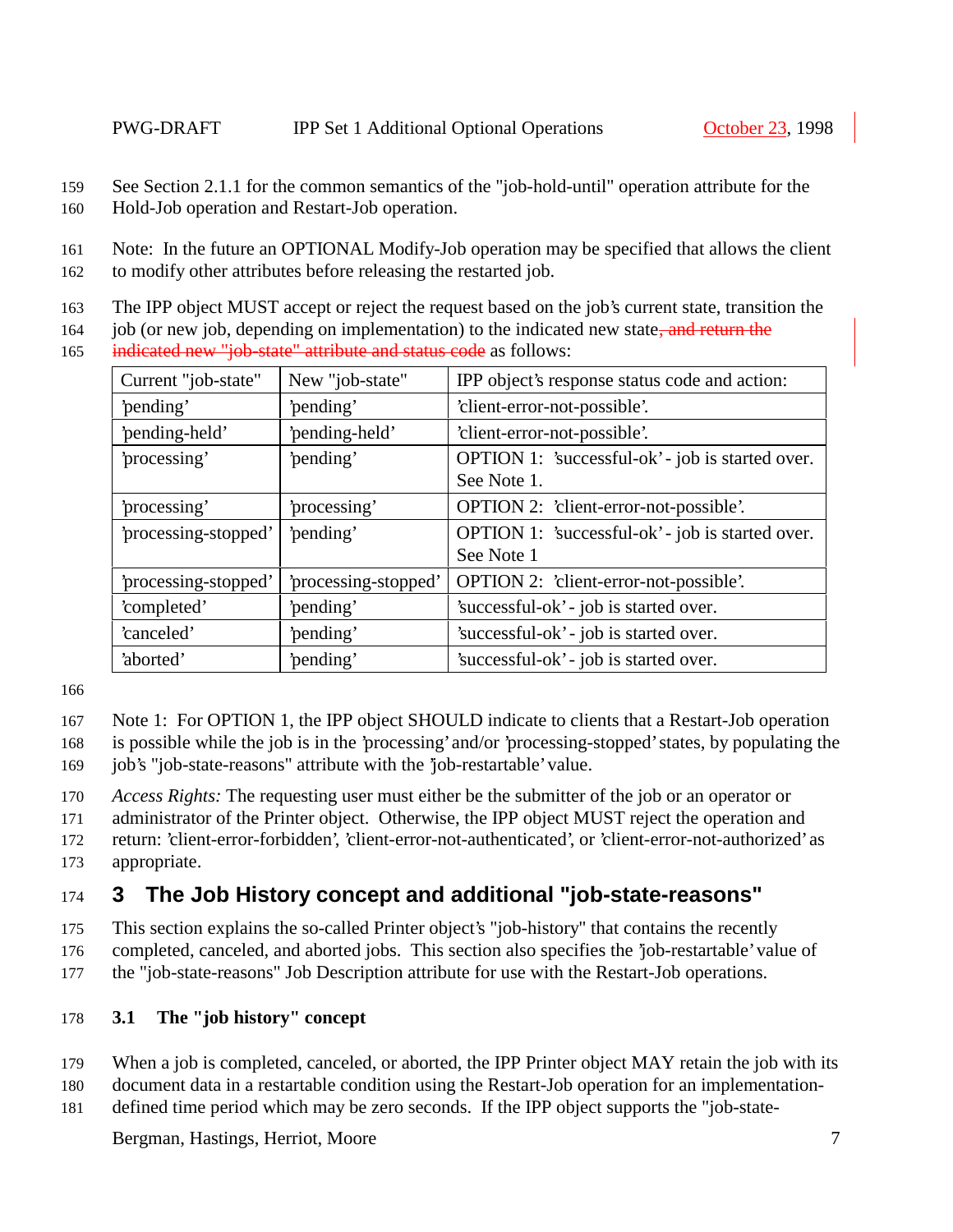See Section 2.1.1 for the common semantics of the "job-hold-until" operation attribute for the Hold-Job operation and Restart-Job operation.

Note: In the future an OPTIONAL Modify-Job operation may be specified that allows the client to modify other attributes before releasing the restarted job.

The IPP object MUST accept or reject the request based on the job's current state, transition the job (or new job, depending on implementation) to the indicated new state~~, and return the indicated new "job-state" attribute and status code~~ as follows:

| Current "job-state" | New "job-state" | IPP object's response status code and action: |
|---|---|---|
| 'pending' | 'pending' | 'client-error-not-possible'. |
| 'pending-held' | 'pending-held' | 'client-error-not-possible'. |
| 'processing' | 'pending' | OPTION 1: 'successful-ok' - job is started over. See Note 1. |
| 'processing' | 'processing' | OPTION 2: 'client-error-not-possible'. |
| 'processing-stopped' | 'pending' | OPTION 1: 'successful-ok' - job is started over. See Note 1 |
| 'processing-stopped' | 'processing-stopped' | OPTION 2: 'client-error-not-possible'. |
| 'completed' | 'pending' | 'successful-ok' - job is started over. |
| 'canceled' | 'pending' | 'successful-ok' - job is started over. |
| 'aborted' | 'pending' | 'successful-ok' - job is started over. |

Note 1: For OPTION 1, the IPP object SHOULD indicate to clients that a Restart-Job operation is possible while the job is in the 'processing' and/or 'processing-stopped' states, by populating the job's "job-state-reasons" attribute with the 'job-restartable' value.

*Access Rights:* The requesting user must either be the submitter of the job or an operator or administrator of the Printer object. Otherwise, the IPP object MUST reject the operation and return: 'client-error-forbidden', 'client-error-not-authenticated', or 'client-error-not-authorized' as appropriate.

# 3 The Job History concept and additional "job-state-reasons"

This section explains the so-called Printer object's "job-history" that contains the recently completed, canceled, and aborted jobs. This section also specifies the 'job-restartable' value of the "job-state-reasons" Job Description attribute for use with the Restart-Job operations.

## 3.1 The "job history" concept

When a job is completed, canceled, or aborted, the IPP Printer object MAY retain the job with its document data in a restartable condition using the Restart-Job operation for an implementation-defined time period which may be zero seconds. If the IPP object supports the "job-state-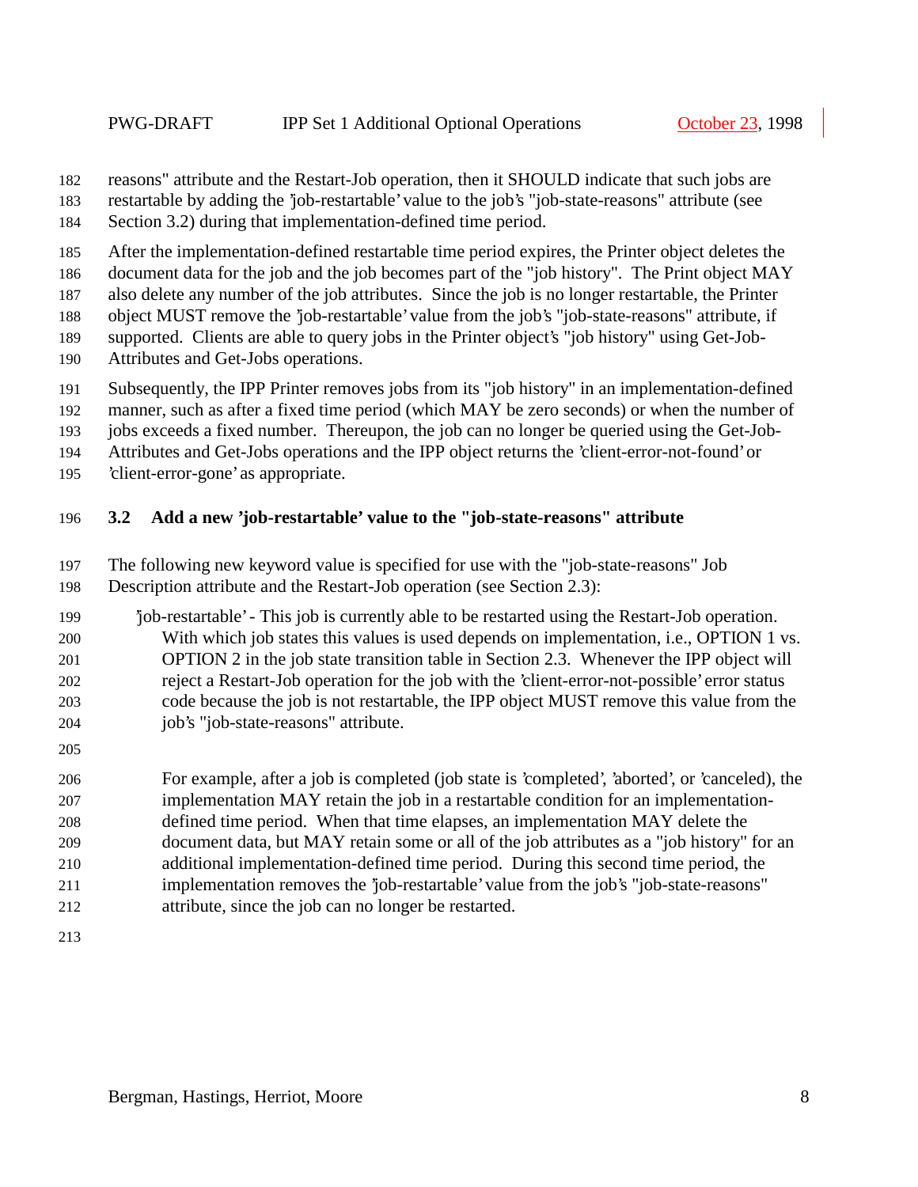reasons" attribute and the Restart-Job operation, then it SHOULD indicate that such jobs are restartable by adding the 'job-restartable' value to the job's "job-state-reasons" attribute (see Section 3.2) during that implementation-defined time period.

After the implementation-defined restartable time period expires, the Printer object deletes the document data for the job and the job becomes part of the "job history". The Print object MAY also delete any number of the job attributes. Since the job is no longer restartable, the Printer object MUST remove the 'job-restartable' value from the job's "job-state-reasons" attribute, if supported. Clients are able to query jobs in the Printer object's "job history" using Get-Job-Attributes and Get-Jobs operations.

Subsequently, the IPP Printer removes jobs from its "job history" in an implementation-defined manner, such as after a fixed time period (which MAY be zero seconds) or when the number of jobs exceeds a fixed number. Thereupon, the job can no longer be queried using the Get-Job-Attributes and Get-Jobs operations and the IPP object returns the 'client-error-not-found' or 'client-error-gone' as appropriate.

### 3.2 Add a new 'job-restartable' value to the "job-state-reasons" attribute

The following new keyword value is specified for use with the "job-state-reasons" Job Description attribute and the Restart-Job operation (see Section 2.3):

'job-restartable' - This job is currently able to be restarted using the Restart-Job operation. With which job states this values is used depends on implementation, i.e., OPTION 1 vs. OPTION 2 in the job state transition table in Section 2.3. Whenever the IPP object will reject a Restart-Job operation for the job with the 'client-error-not-possible' error status code because the job is not restartable, the IPP object MUST remove this value from the job's "job-state-reasons" attribute.

For example, after a job is completed (job state is 'completed', 'aborted', or 'canceled), the implementation MAY retain the job in a restartable condition for an implementation-defined time period. When that time elapses, an implementation MAY delete the document data, but MAY retain some or all of the job attributes as a "job history" for an additional implementation-defined time period. During this second time period, the implementation removes the 'job-restartable' value from the job's "job-state-reasons" attribute, since the job can no longer be restarted.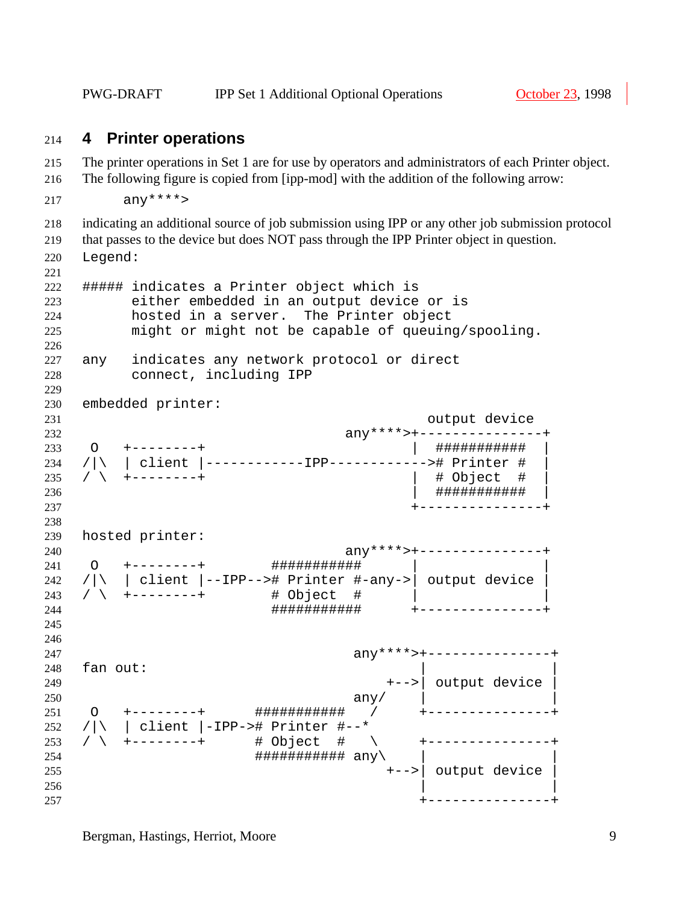## 4 Printer operations

The printer operations in Set 1 are for use by operators and administrators of each Printer object. The following figure is copied from [ipp-mod] with the addition of the following arrow:

```
     any****>
```

indicating an additional source of job submission using IPP or any other job submission protocol that passes to the device but does NOT pass through the IPP Printer object in question.

```
Legend:

##### indicates a Printer object which is
      either embedded in an output device or is
      hosted in a server.  The Printer object
      might or might not be capable of queuing/spooling.

any   indicates any network protocol or direct
      connect, including IPP

embedded printer:
                                            output device
                                  any****>+---------------+
 O   +--------+                           |  ###########  |
/|\  | client |------------IPP------------># Printer #  |
/ \  +--------+                           |  # Object  #  |
                                          |  ###########  |
                                          +---------------+

hosted printer:
                                  any****>+---------------+
 O   +--------+        ###########        |               |
/|\  | client |--IPP--># Printer #-any->| output device |
/ \  +--------+        # Object  #        |               |
                       ###########        +---------------+


                                   any****>+---------------+
fan out:                                   |               |
                                       +-->| output device |
                                   any/    |               |
 O   +--------+      ###########   /       +---------------+
/|\  | client |-IPP-># Printer #--*
/ \  +--------+      # Object  #   \       +---------------+
                     ########### any\      |               |
                                       +-->| output device |
                                           |               |
                                           +---------------+
```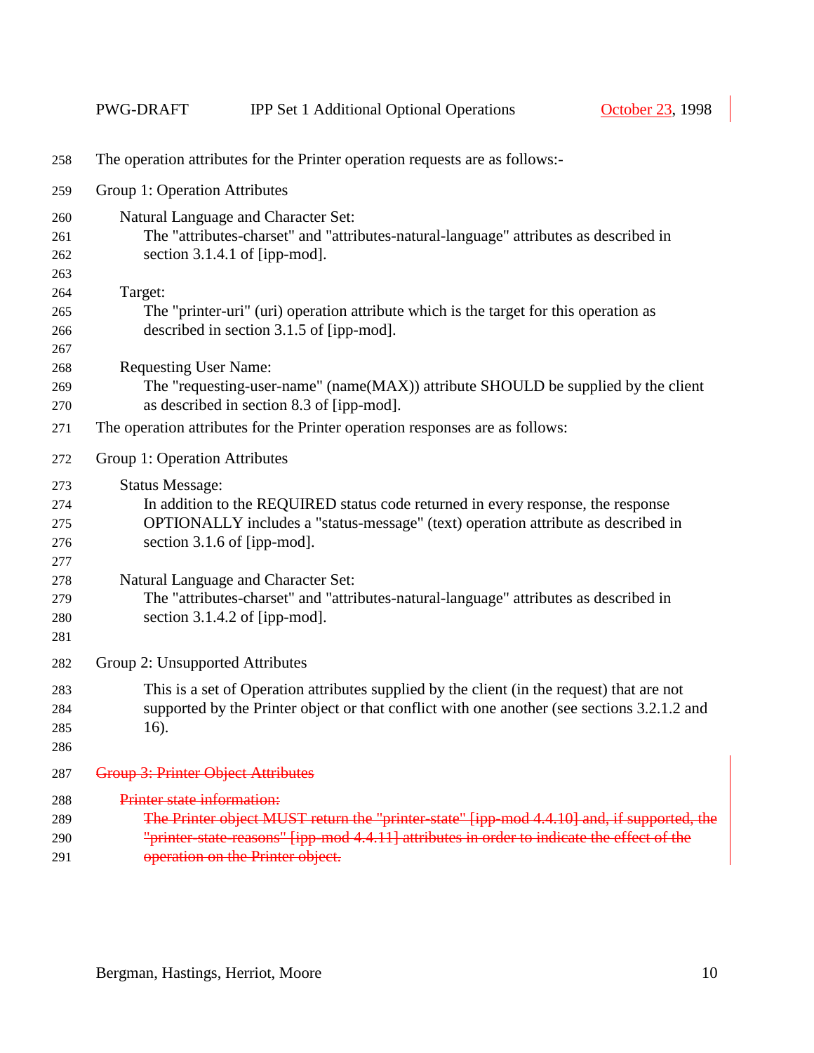The operation attributes for the Printer operation requests are as follows:-

Group 1: Operation Attributes

Natural Language and Character Set:
The "attributes-charset" and "attributes-natural-language" attributes as described in section 3.1.4.1 of [ipp-mod].

Target:
The "printer-uri" (uri) operation attribute which is the target for this operation as described in section 3.1.5 of [ipp-mod].

Requesting User Name:
The "requesting-user-name" (name(MAX)) attribute SHOULD be supplied by the client as described in section 8.3 of [ipp-mod].

The operation attributes for the Printer operation responses are as follows:

Group 1: Operation Attributes

Status Message:
In addition to the REQUIRED status code returned in every response, the response OPTIONALLY includes a "status-message" (text) operation attribute as described in section 3.1.6 of [ipp-mod].

Natural Language and Character Set:
The "attributes-charset" and "attributes-natural-language" attributes as described in section 3.1.4.2 of [ipp-mod].

Group 2: Unsupported Attributes

This is a set of Operation attributes supplied by the client (in the request) that are not supported by the Printer object or that conflict with one another (see sections 3.2.1.2 and 16).

~~Group 3: Printer Object Attributes~~

~~Printer state information:~~
~~The Printer object MUST return the "printer-state" [ipp-mod 4.4.10] and, if supported, the "printer-state-reasons" [ipp-mod 4.4.11] attributes in order to indicate the effect of the operation on the Printer object.~~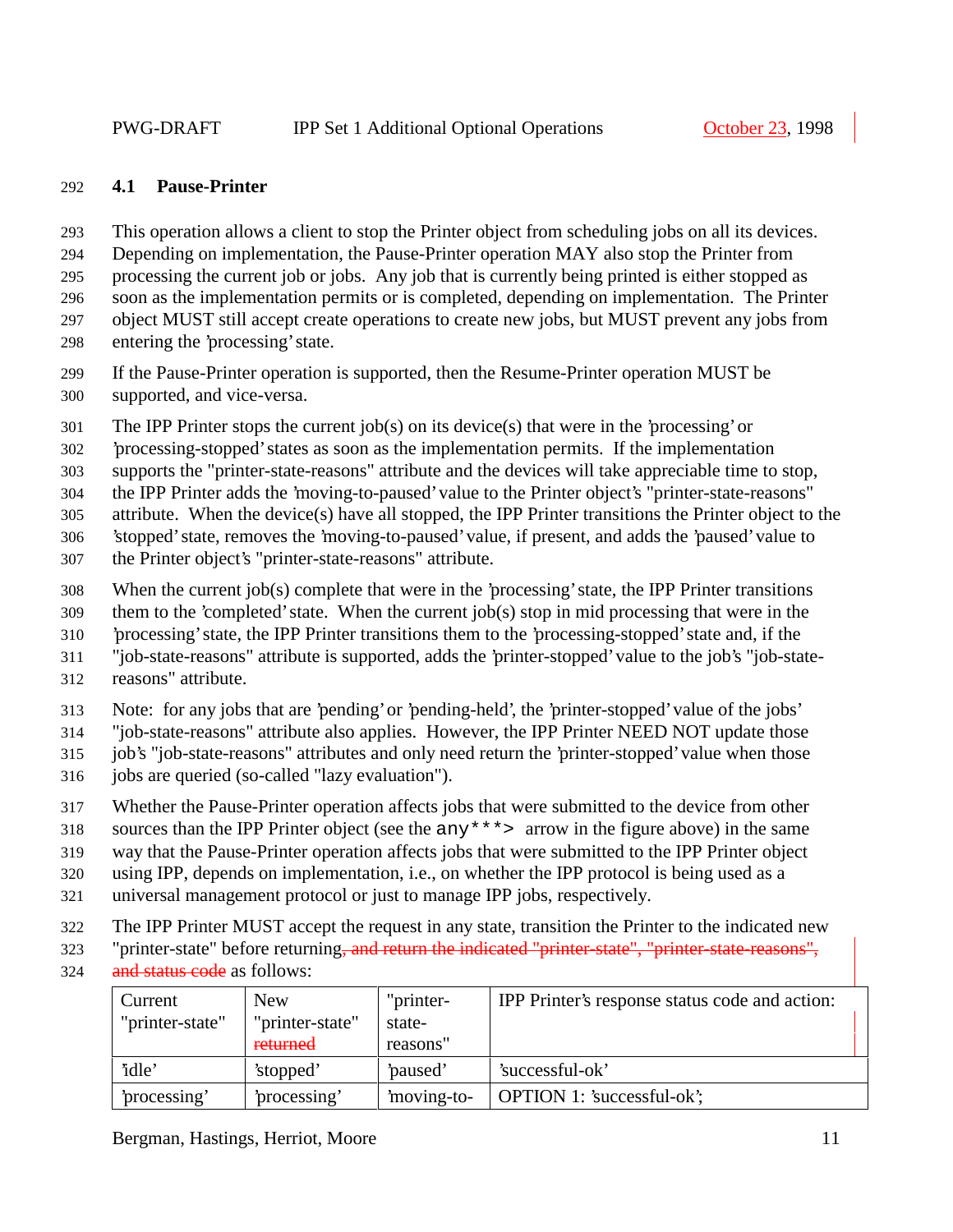## 4.1 Pause-Printer

This operation allows a client to stop the Printer object from scheduling jobs on all its devices. Depending on implementation, the Pause-Printer operation MAY also stop the Printer from processing the current job or jobs. Any job that is currently being printed is either stopped as soon as the implementation permits or is completed, depending on implementation. The Printer object MUST still accept create operations to create new jobs, but MUST prevent any jobs from entering the 'processing' state.

If the Pause-Printer operation is supported, then the Resume-Printer operation MUST be supported, and vice-versa.

The IPP Printer stops the current job(s) on its device(s) that were in the 'processing' or 'processing-stopped' states as soon as the implementation permits. If the implementation supports the "printer-state-reasons" attribute and the devices will take appreciable time to stop, the IPP Printer adds the 'moving-to-paused' value to the Printer object's "printer-state-reasons" attribute. When the device(s) have all stopped, the IPP Printer transitions the Printer object to the 'stopped' state, removes the 'moving-to-paused' value, if present, and adds the 'paused' value to the Printer object's "printer-state-reasons" attribute.

When the current job(s) complete that were in the 'processing' state, the IPP Printer transitions them to the 'completed' state. When the current job(s) stop in mid processing that were in the 'processing' state, the IPP Printer transitions them to the 'processing-stopped' state and, if the "job-state-reasons" attribute is supported, adds the 'printer-stopped' value to the job's "job-state-reasons" attribute.

Note: for any jobs that are 'pending' or 'pending-held', the 'printer-stopped' value of the jobs' "job-state-reasons" attribute also applies. However, the IPP Printer NEED NOT update those job's "job-state-reasons" attributes and only need return the 'printer-stopped' value when those jobs are queried (so-called "lazy evaluation").

Whether the Pause-Printer operation affects jobs that were submitted to the device from other sources than the IPP Printer object (see the `any***>` arrow in the figure above) in the same way that the Pause-Printer operation affects jobs that were submitted to the IPP Printer object using IPP, depends on implementation, i.e., on whether the IPP protocol is being used as a universal management protocol or just to manage IPP jobs, respectively.

The IPP Printer MUST accept the request in any state, transition the Printer to the indicated new "printer-state" before returning~~, and return the indicated "printer-state", "printer-state-reasons", and status code~~ as follows:

| Current "printer-state" | New "printer-state" ~~returned~~ | "printer-state-reasons" | IPP Printer's response status code and action: |
|---|---|---|---|
| 'idle' | 'stopped' | 'paused' | 'successful-ok' |
| 'processing' | 'processing' | 'moving-to- | OPTION 1: 'successful-ok'; |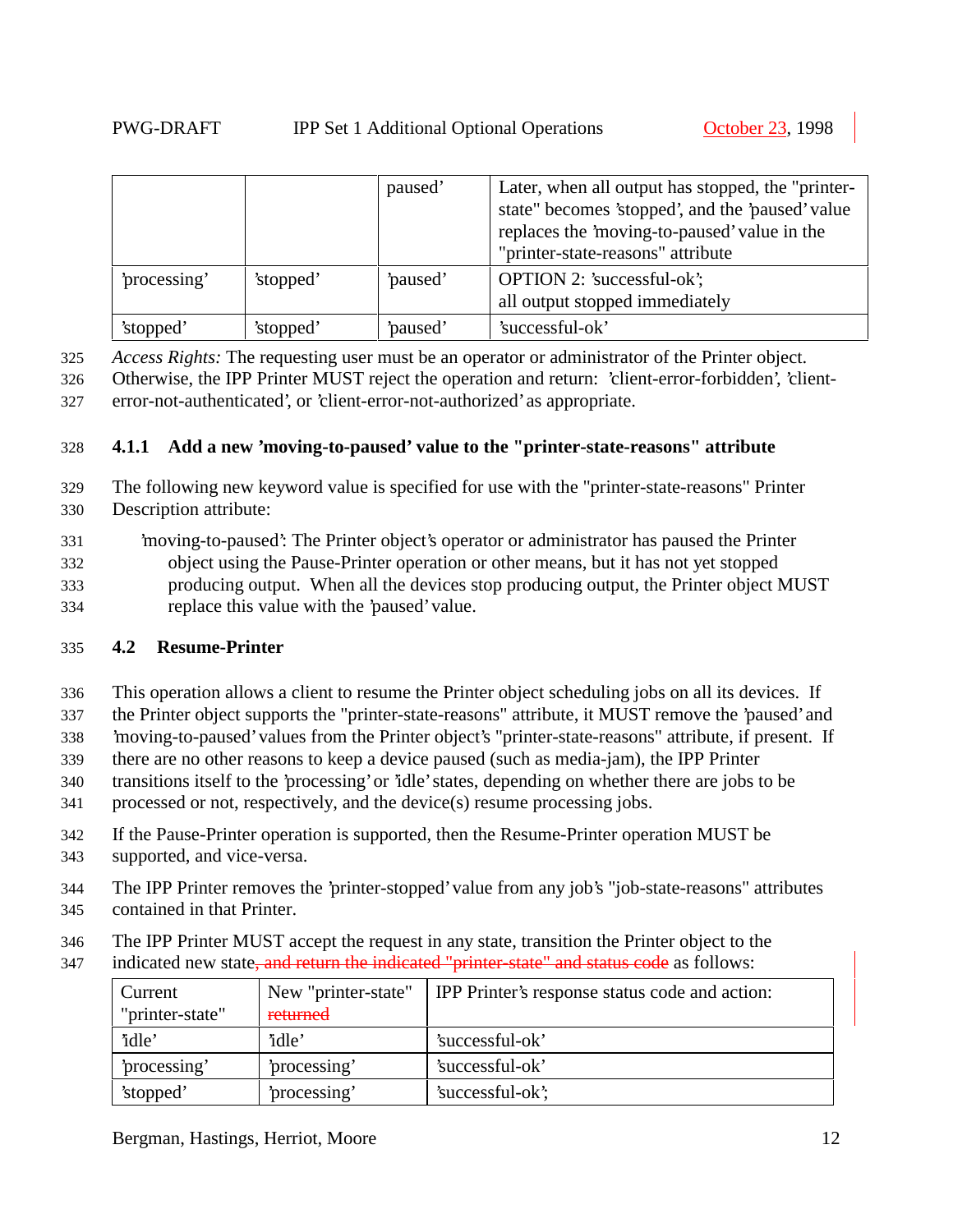| | | paused' | Later, when all output has stopped, the "printer-state" becomes 'stopped', and the 'paused' value replaces the 'moving-to-paused' value in the "printer-state-reasons" attribute |
|---|---|---|---|
| 'processing' | 'stopped' | 'paused' | OPTION 2: 'successful-ok'; all output stopped immediately |
| 'stopped' | 'stopped' | 'paused' | 'successful-ok' |

*Access Rights:* The requesting user must be an operator or administrator of the Printer object. Otherwise, the IPP Printer MUST reject the operation and return: 'client-error-forbidden', 'client-error-not-authenticated', or 'client-error-not-authorized' as appropriate.

### 4.1.1 Add a new 'moving-to-paused' value to the "printer-state-reasons" attribute

The following new keyword value is specified for use with the "printer-state-reasons" Printer Description attribute:

'moving-to-paused': The Printer object's operator or administrator has paused the Printer object using the Pause-Printer operation or other means, but it has not yet stopped producing output. When all the devices stop producing output, the Printer object MUST replace this value with the 'paused' value.

## 4.2 Resume-Printer

This operation allows a client to resume the Printer object scheduling jobs on all its devices. If the Printer object supports the "printer-state-reasons" attribute, it MUST remove the 'paused' and 'moving-to-paused' values from the Printer object's "printer-state-reasons" attribute, if present. If there are no other reasons to keep a device paused (such as media-jam), the IPP Printer transitions itself to the 'processing' or 'idle' states, depending on whether there are jobs to be processed or not, respectively, and the device(s) resume processing jobs.

If the Pause-Printer operation is supported, then the Resume-Printer operation MUST be supported, and vice-versa.

The IPP Printer removes the 'printer-stopped' value from any job's "job-state-reasons" attributes contained in that Printer.

The IPP Printer MUST accept the request in any state, transition the Printer object to the indicated new state~~, and return the indicated "printer-state" and status code~~ as follows:

| Current "printer-state" | New "printer-state" ~~returned~~ | IPP Printer's response status code and action: |
|---|---|---|
| 'idle' | 'idle' | 'successful-ok' |
| 'processing' | 'processing' | 'successful-ok' |
| 'stopped' | 'processing' | 'successful-ok'; |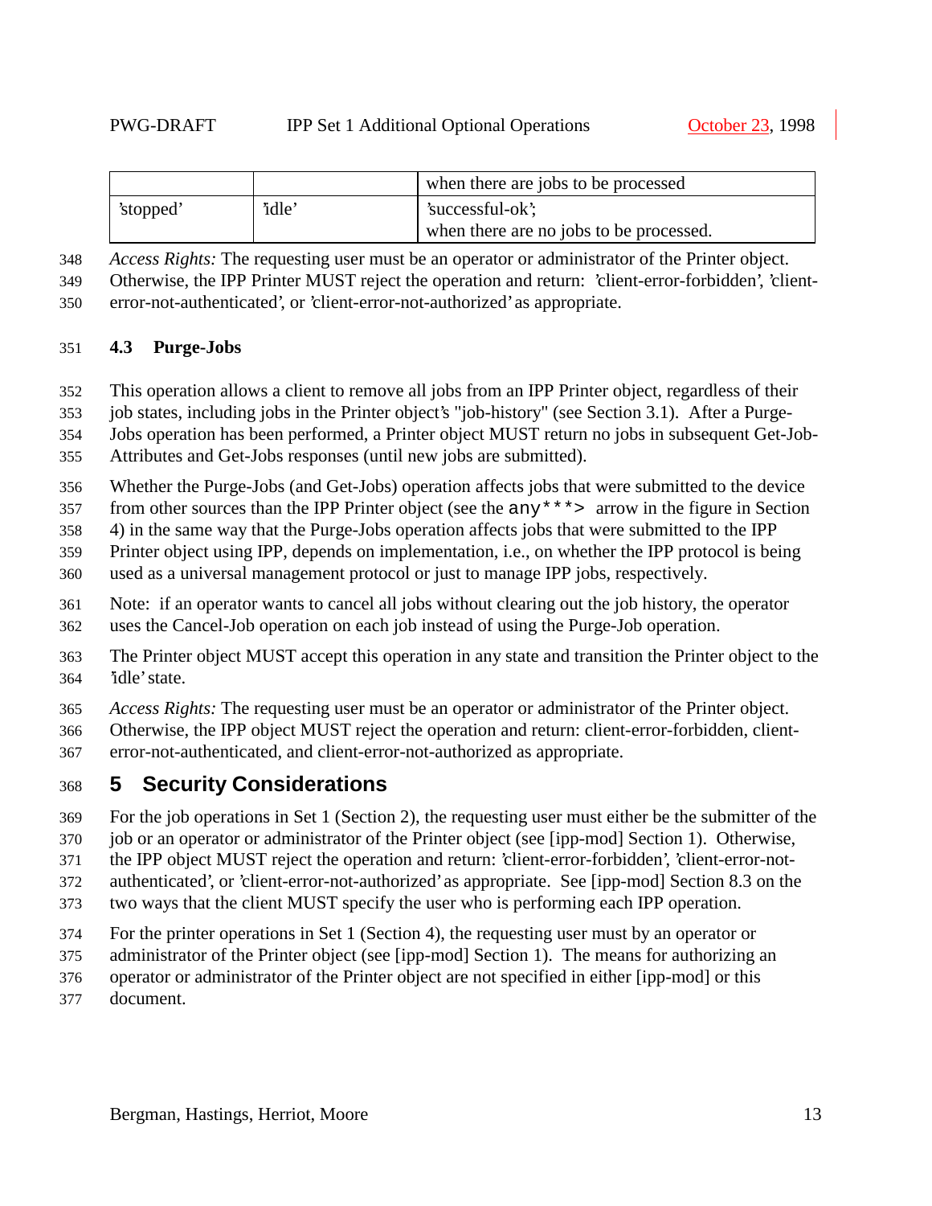| | | when there are jobs to be processed |
| --- | --- | --- |
| 'stopped' | 'idle' | 'successful-ok'; when there are no jobs to be processed. |

*Access Rights:* The requesting user must be an operator or administrator of the Printer object. Otherwise, the IPP Printer MUST reject the operation and return: 'client-error-forbidden', 'client-error-not-authenticated', or 'client-error-not-authorized' as appropriate.

### 4.3 Purge-Jobs

This operation allows a client to remove all jobs from an IPP Printer object, regardless of their job states, including jobs in the Printer object's "job-history" (see Section 3.1). After a Purge-Jobs operation has been performed, a Printer object MUST return no jobs in subsequent Get-Job-Attributes and Get-Jobs responses (until new jobs are submitted).

Whether the Purge-Jobs (and Get-Jobs) operation affects jobs that were submitted to the device from other sources than the IPP Printer object (see the `any***>` arrow in the figure in Section 4) in the same way that the Purge-Jobs operation affects jobs that were submitted to the IPP Printer object using IPP, depends on implementation, i.e., on whether the IPP protocol is being used as a universal management protocol or just to manage IPP jobs, respectively.

Note: if an operator wants to cancel all jobs without clearing out the job history, the operator uses the Cancel-Job operation on each job instead of using the Purge-Job operation.

The Printer object MUST accept this operation in any state and transition the Printer object to the 'idle' state.

*Access Rights:* The requesting user must be an operator or administrator of the Printer object. Otherwise, the IPP object MUST reject the operation and return: client-error-forbidden, client-error-not-authenticated, and client-error-not-authorized as appropriate.

## 5 Security Considerations

For the job operations in Set 1 (Section 2), the requesting user must either be the submitter of the job or an operator or administrator of the Printer object (see [ipp-mod] Section 1). Otherwise, the IPP object MUST reject the operation and return: 'client-error-forbidden', 'client-error-not-authenticated', or 'client-error-not-authorized' as appropriate. See [ipp-mod] Section 8.3 on the two ways that the client MUST specify the user who is performing each IPP operation.

For the printer operations in Set 1 (Section 4), the requesting user must by an operator or administrator of the Printer object (see [ipp-mod] Section 1). The means for authorizing an operator or administrator of the Printer object are not specified in either [ipp-mod] or this document.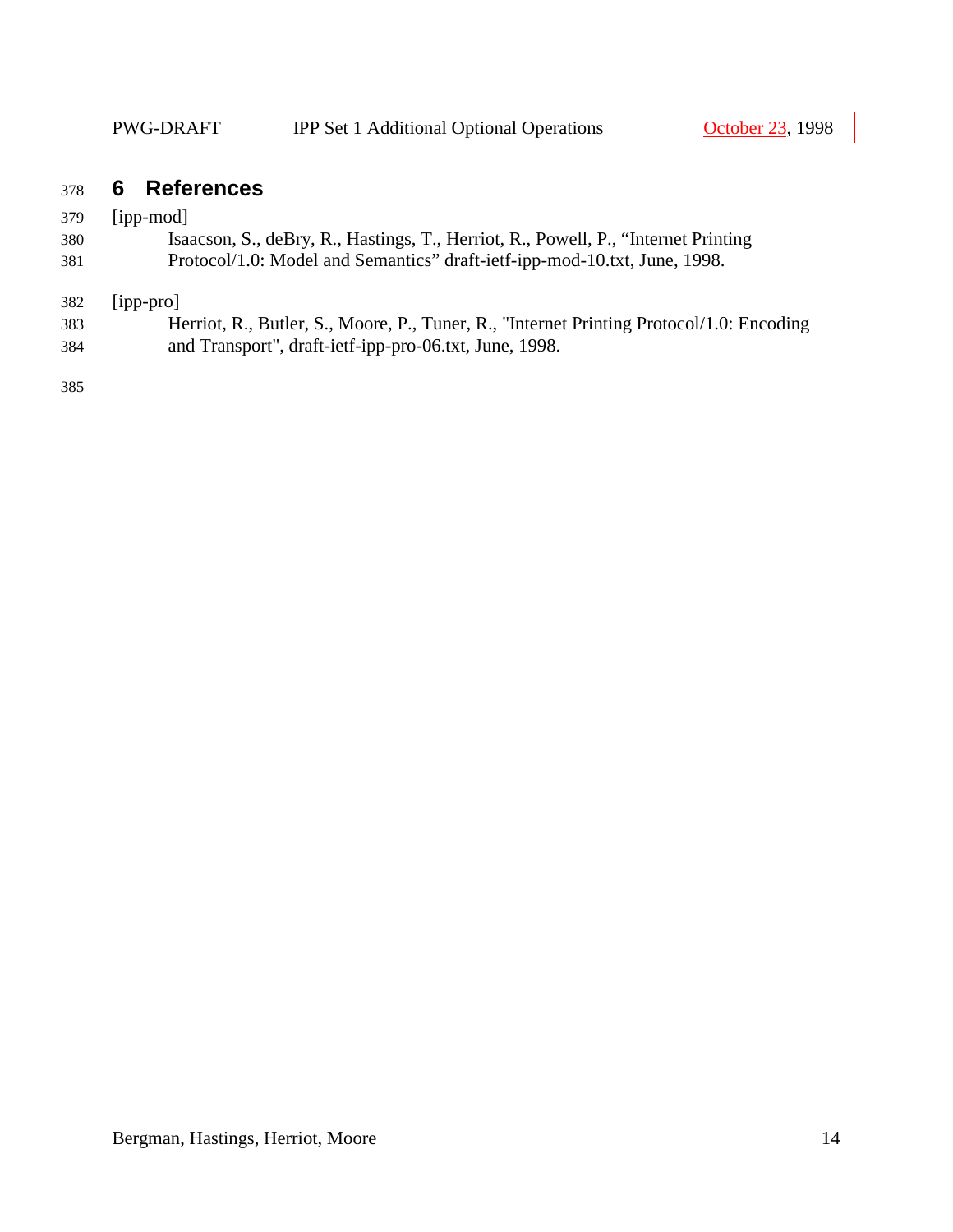# 6 References

[ipp-mod]

Isaacson, S., deBry, R., Hastings, T., Herriot, R., Powell, P., “Internet Printing Protocol/1.0: Model and Semantics” draft-ietf-ipp-mod-10.txt, June, 1998.

[ipp-pro]

Herriot, R., Butler, S., Moore, P., Tuner, R., "Internet Printing Protocol/1.0: Encoding and Transport", draft-ietf-ipp-pro-06.txt, June, 1998.